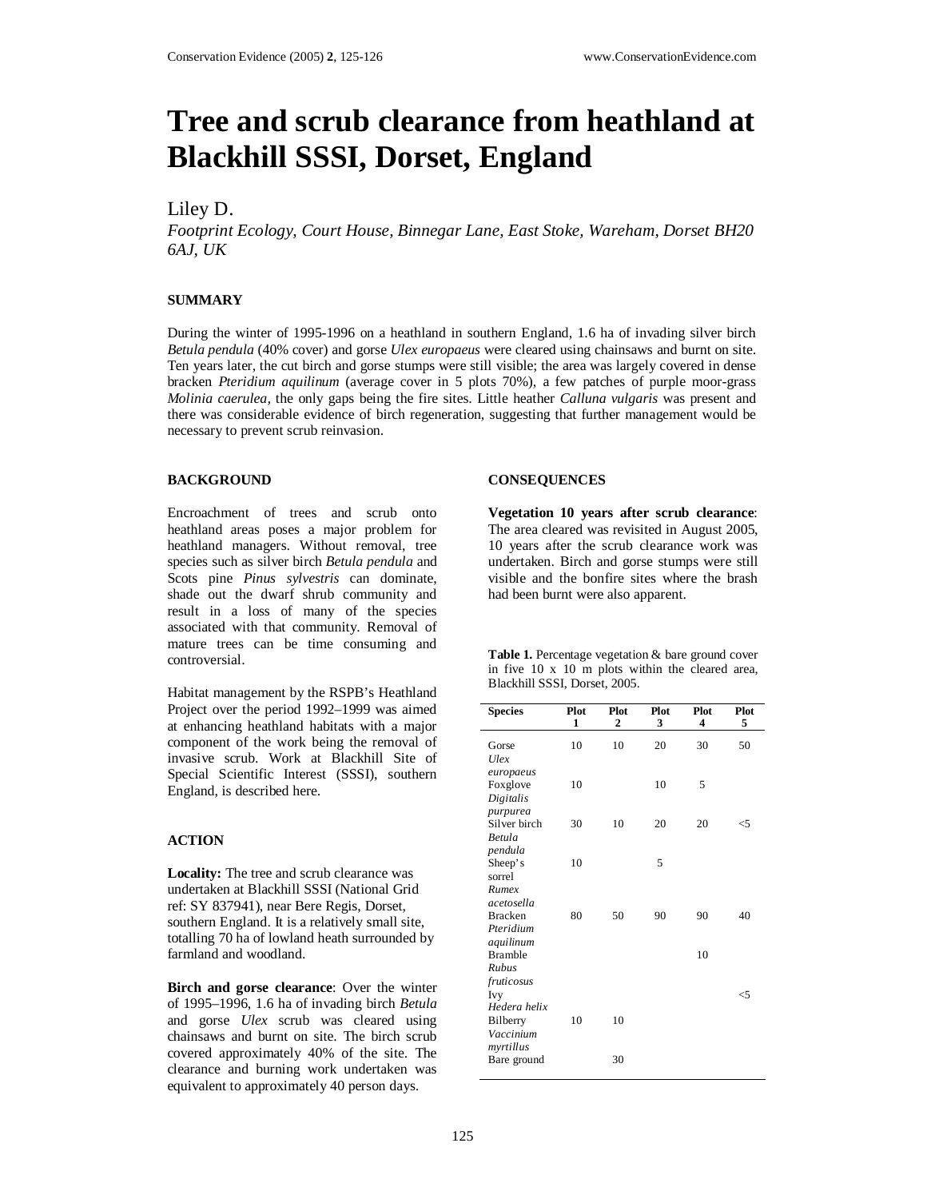# Tree and scrub clearance from heathland at Blackhill SSSI, Dorset, England

Liley D.

*Footprint Ecology, Court House, Binnegar Lane, East Stoke, Wareham, Dorset BH20 6AJ, UK*

## SUMMARY

During the winter of 1995-1996 on a heathland in southern England, 1.6 ha of invading silver birch *Betula pendula* (40% cover) and gorse *Ulex europaeus* were cleared using chainsaws and burnt on site. Ten years later, the cut birch and gorse stumps were still visible; the area was largely covered in dense bracken *Pteridium aquilinum* (average cover in 5 plots 70%), a few patches of purple moor-grass *Molinia caerulea*, the only gaps being the fire sites. Little heather *Calluna vulgaris* was present and there was considerable evidence of birch regeneration, suggesting that further management would be necessary to prevent scrub reinvasion.

## BACKGROUND

Encroachment of trees and scrub onto heathland areas poses a major problem for heathland managers. Without removal, tree species such as silver birch *Betula pendula* and Scots pine *Pinus sylvestris* can dominate, shade out the dwarf shrub community and result in a loss of many of the species associated with that community. Removal of mature trees can be time consuming and controversial.

Habitat management by the RSPB's Heathland Project over the period 1992–1999 was aimed at enhancing heathland habitats with a major component of the work being the removal of invasive scrub. Work at Blackhill Site of Special Scientific Interest (SSSI), southern England, is described here.

## ACTION

**Locality:** The tree and scrub clearance was undertaken at Blackhill SSSI (National Grid ref: SY 837941), near Bere Regis, Dorset, southern England. It is a relatively small site, totalling 70 ha of lowland heath surrounded by farmland and woodland.

**Birch and gorse clearance**: Over the winter of 1995–1996, 1.6 ha of invading birch *Betula* and gorse *Ulex* scrub was cleared using chainsaws and burnt on site. The birch scrub covered approximately 40% of the site. The clearance and burning work undertaken was equivalent to approximately 40 person days.

## CONSEQUENCES

**Vegetation 10 years after scrub clearance**: The area cleared was revisited in August 2005, 10 years after the scrub clearance work was undertaken. Birch and gorse stumps were still visible and the bonfire sites where the brash had been burnt were also apparent.

**Table 1.** Percentage vegetation & bare ground cover in five 10 x 10 m plots within the cleared area, Blackhill SSSI, Dorset, 2005.

| Species | Plot 1 | Plot 2 | Plot 3 | Plot 4 | Plot 5 |
|---|---|---|---|---|---|
| Gorse *Ulex europaeus* | 10 | 10 | 20 | 30 | 50 |
| Foxglove *Digitalis purpurea* | 10 | | 10 | 5 | |
| Silver birch *Betula pendula* | 30 | 10 | 20 | 20 | <5 |
| Sheep's sorrel *Rumex acetosella* | 10 | | 5 | | |
| Bracken *Pteridium aquilinum* | 80 | 50 | 90 | 90 | 40 |
| Bramble *Rubus fruticosus* | | | | 10 | |
| Ivy *Hedera helix* | | | | | <5 |
| Bilberry *Vaccinium myrtillus* | 10 | 10 | | | |
| Bare ground | | 30 | | | |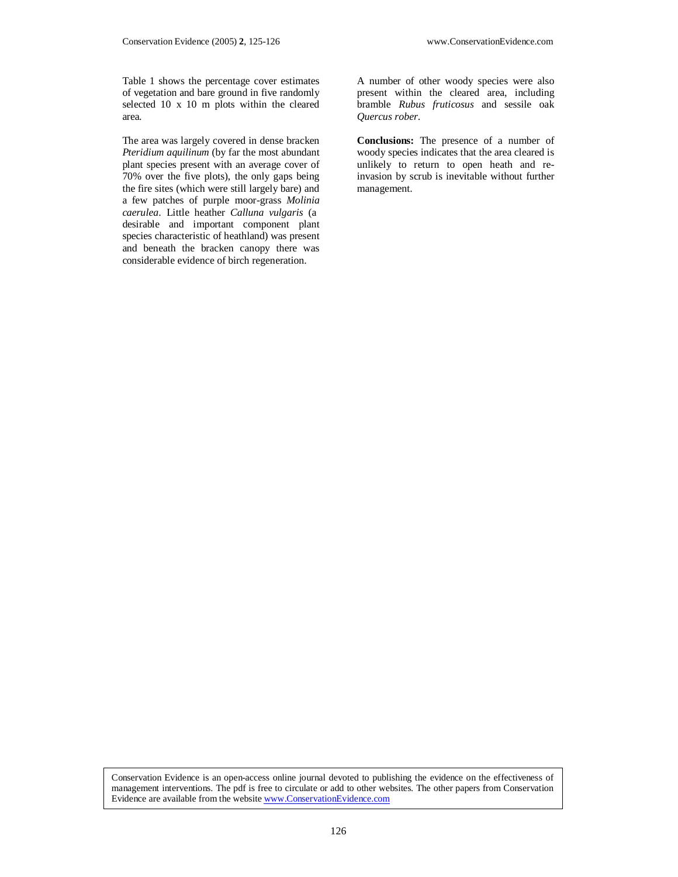Table 1 shows the percentage cover estimates of vegetation and bare ground in five randomly selected 10 x 10 m plots within the cleared area.

The area was largely covered in dense bracken *Pteridium aquilinum* (by far the most abundant plant species present with an average cover of 70% over the five plots), the only gaps being the fire sites (which were still largely bare) and a few patches of purple moor-grass *Molinia caerulea*. Little heather *Calluna vulgaris* (a desirable and important component plant species characteristic of heathland) was present and beneath the bracken canopy there was considerable evidence of birch regeneration.

A number of other woody species were also present within the cleared area, including bramble *Rubus fruticosus* and sessile oak *Quercus rober*.

**Conclusions:** The presence of a number of woody species indicates that the area cleared is unlikely to return to open heath and re-invasion by scrub is inevitable without further management.

Conservation Evidence is an open-access online journal devoted to publishing the evidence on the effectiveness of management interventions. The pdf is free to circulate or add to other websites. The other papers from Conservation Evidence are available from the website www.ConservationEvidence.com